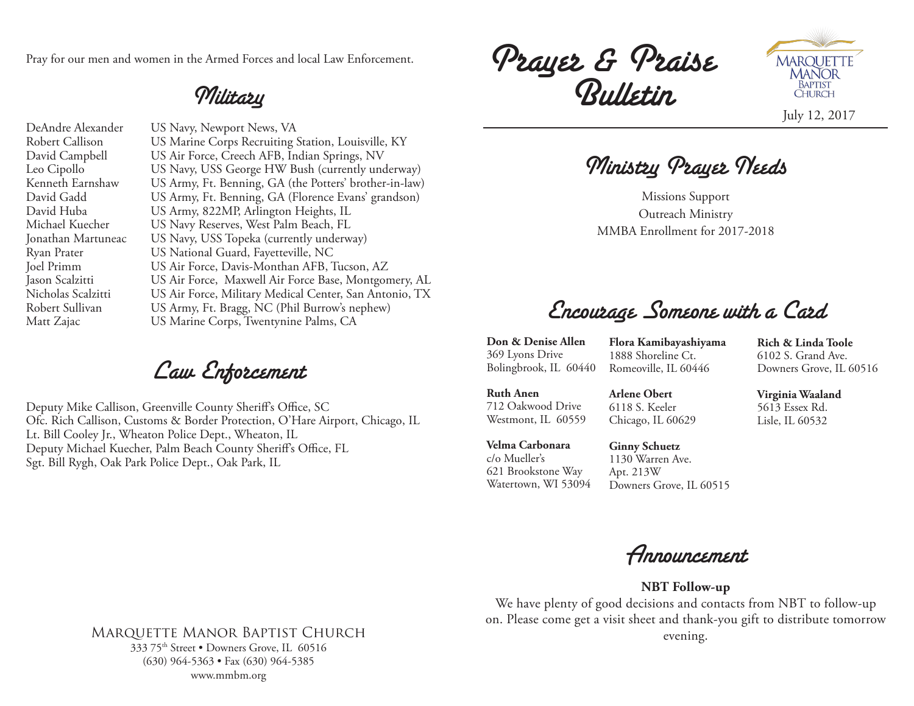# Prayer & Praise Bulletin

MARQUETTE MANOR BAPTIST CHURCH

July 12, 2017

## Ministry Prayer Needs

Missions Support
Outreach Ministry
MMBA Enrollment for 2017-2018

## Encourage Someone with a Card

**Don & Denise Allen**
369 Lyons Drive
Bolingbrook, IL 60440

**Ruth Anen**
712 Oakwood Drive
Westmont, IL 60559

**Velma Carbonara**
c/o Mueller's
621 Brookstone Way
Watertown, WI 53094

**Flora Kamibayashiyama**
1888 Shoreline Ct.
Romeoville, IL 60446

**Arlene Obert**
6118 S. Keeler
Chicago, IL 60629

**Ginny Schuetz**
1130 Warren Ave.
Apt. 213W
Downers Grove, IL 60515

**Rich & Linda Toole**
6102 S. Grand Ave.
Downers Grove, IL 60516

**Virginia Waaland**
5613 Essex Rd.
Lisle, IL 60532

## Announcement

**NBT Follow-up**

We have plenty of good decisions and contacts from NBT to follow-up on. Please come get a visit sheet and thank-you gift to distribute tomorrow evening.

Pray for our men and women in the Armed Forces and local Law Enforcement.

## Military

| | |
|---|---|
| DeAndre Alexander | US Navy, Newport News, VA |
| Robert Callison | US Marine Corps Recruiting Station, Louisville, KY |
| David Campbell | US Air Force, Creech AFB, Indian Springs, NV |
| Leo Cipollo | US Navy, USS George HW Bush (currently underway) |
| Kenneth Earnshaw | US Army, Ft. Benning, GA (the Potters' brother-in-law) |
| David Gadd | US Army, Ft. Benning, GA (Florence Evans' grandson) |
| David Huba | US Army, 822MP, Arlington Heights, IL |
| Michael Kuecher | US Navy Reserves, West Palm Beach, FL |
| Jonathan Martuneac | US Navy, USS Topeka (currently underway) |
| Ryan Prater | US National Guard, Fayetteville, NC |
| Joel Primm | US Air Force, Davis-Monthan AFB, Tucson, AZ |
| Jason Scalzitti | US Air Force, Maxwell Air Force Base, Montgomery, AL |
| Nicholas Scalzitti | US Air Force, Military Medical Center, San Antonio, TX |
| Robert Sullivan | US Army, Ft. Bragg, NC (Phil Burrow's nephew) |
| Matt Zajac | US Marine Corps, Twentynine Palms, CA |

## Law Enforcement

Deputy Mike Callison, Greenville County Sheriff's Office, SC
Ofc. Rich Callison, Customs & Border Protection, O'Hare Airport, Chicago, IL
Lt. Bill Cooley Jr., Wheaton Police Dept., Wheaton, IL
Deputy Michael Kuecher, Palm Beach County Sheriff's Office, FL
Sgt. Bill Rygh, Oak Park Police Dept., Oak Park, IL

MARQUETTE MANOR BAPTIST CHURCH
333 75th Street • Downers Grove, IL 60516
(630) 964-5363 • Fax (630) 964-5385
www.mmbm.org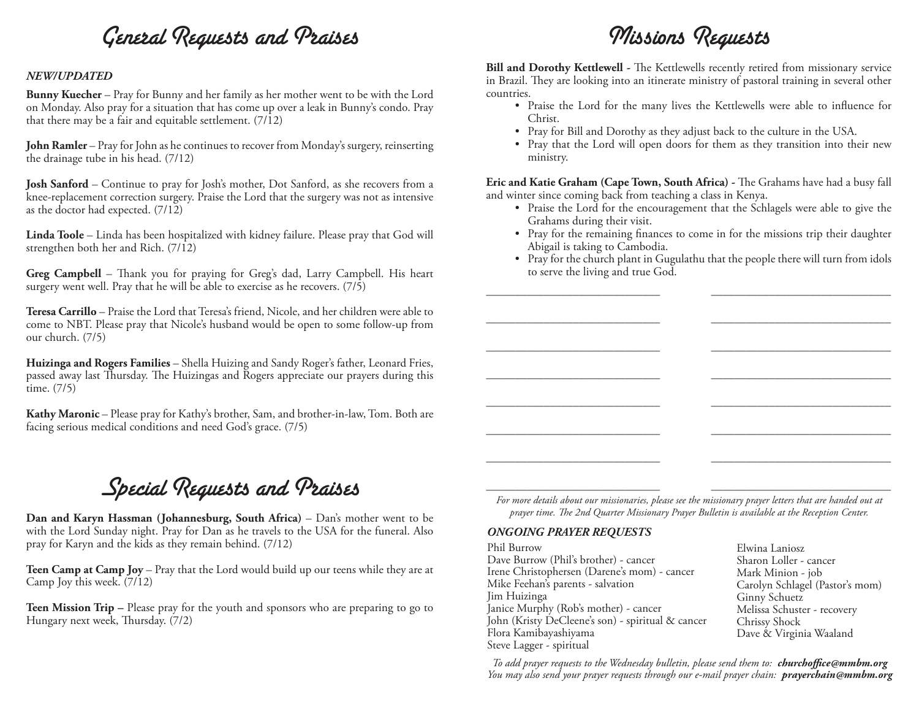# General Requests and Praises

***NEW/UPDATED***

**Bunny Kuecher** – Pray for Bunny and her family as her mother went to be with the Lord on Monday. Also pray for a situation that has come up over a leak in Bunny's condo. Pray that there may be a fair and equitable settlement. (7/12)

**John Ramler** – Pray for John as he continues to recover from Monday's surgery, reinserting the drainage tube in his head. (7/12)

**Josh Sanford** – Continue to pray for Josh's mother, Dot Sanford, as she recovers from a knee-replacement correction surgery. Praise the Lord that the surgery was not as intensive as the doctor had expected. (7/12)

**Linda Toole** – Linda has been hospitalized with kidney failure. Please pray that God will strengthen both her and Rich. (7/12)

**Greg Campbell** – Thank you for praying for Greg's dad, Larry Campbell. His heart surgery went well. Pray that he will be able to exercise as he recovers. (7/5)

**Teresa Carrillo** – Praise the Lord that Teresa's friend, Nicole, and her children were able to come to NBT. Please pray that Nicole's husband would be open to some follow-up from our church. (7/5)

**Huizinga and Rogers Families** – Shella Huizing and Sandy Roger's father, Leonard Fries, passed away last Thursday. The Huizingas and Rogers appreciate our prayers during this time. (7/5)

**Kathy Maronic** – Please pray for Kathy's brother, Sam, and brother-in-law, Tom. Both are facing serious medical conditions and need God's grace. (7/5)

# Special Requests and Praises

**Dan and Karyn Hassman (Johannesburg, South Africa)** – Dan's mother went to be with the Lord Sunday night. Pray for Dan as he travels to the USA for the funeral. Also pray for Karyn and the kids as they remain behind. (7/12)

**Teen Camp at Camp Joy** – Pray that the Lord would build up our teens while they are at Camp Joy this week. (7/12)

**Teen Mission Trip –** Please pray for the youth and sponsors who are preparing to go to Hungary next week, Thursday. (7/2)

# Missions Requests

**Bill and Dorothy Kettlewell -** The Kettlewells recently retired from missionary service in Brazil. They are looking into an itinerate ministry of pastoral training in several other countries.

- Praise the Lord for the many lives the Kettlewells were able to influence for Christ.
- Pray for Bill and Dorothy as they adjust back to the culture in the USA.
- Pray that the Lord will open doors for them as they transition into their new ministry.

**Eric and Katie Graham (Cape Town, South Africa) -** The Grahams have had a busy fall and winter since coming back from teaching a class in Kenya.

- Praise the Lord for the encouragement that the Schlagels were able to give the Grahams during their visit.
- Pray for the remaining finances to come in for the missions trip their daughter Abigail is taking to Cambodia.
- Pray for the church plant in Gugulathu that the people there will turn from idols to serve the living and true God.

*For more details about our missionaries, please see the missionary prayer letters that are handed out at prayer time. The 2nd Quarter Missionary Prayer Bulletin is available at the Reception Center.*

***ONGOING PRAYER REQUESTS***

Phil Burrow
Dave Burrow (Phil's brother) - cancer
Irene Christophersen (Darene's mom) - cancer
Mike Feehan's parents - salvation
Jim Huizinga
Janice Murphy (Rob's mother) - cancer
John (Kristy DeCleene's son) - spiritual & cancer
Flora Kamibayashiyama
Steve Lagger - spiritual
Elwina Laniosz
Sharon Loller - cancer
Mark Minion - job
Carolyn Schlagel (Pastor's mom)
Ginny Schuetz
Melissa Schuster - recovery
Chrissy Shock
Dave & Virginia Waaland

*To add prayer requests to the Wednesday bulletin, please send them to:* ***churchoffice@mmbm.org***
*You may also send your prayer requests through our e-mail prayer chain:* ***prayerchain@mmbm.org***